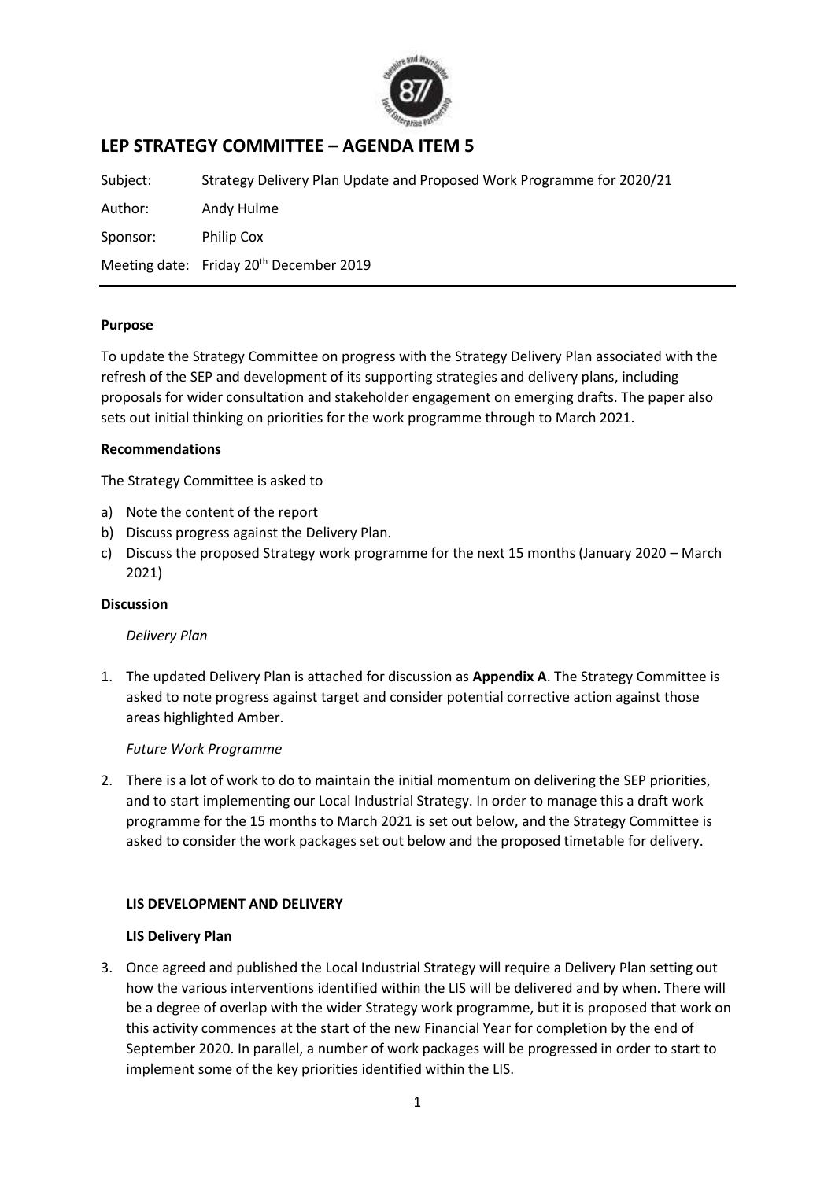# LEP STRATEGY COMMITTEE – AGENDA ITEM 5

Subject: Strategy Delivery Plan Update and Proposed Work Programme for 2020/21

Author: Andy Hulme

Sponsor: Philip Cox

Meeting date: Friday 20th December 2019

**Purpose**

To update the Strategy Committee on progress with the Strategy Delivery Plan associated with the refresh of the SEP and development of its supporting strategies and delivery plans, including proposals for wider consultation and stakeholder engagement on emerging drafts. The paper also sets out initial thinking on priorities for the work programme through to March 2021.

**Recommendations**

The Strategy Committee is asked to

a) Note the content of the report
b) Discuss progress against the Delivery Plan.
c) Discuss the proposed Strategy work programme for the next 15 months (January 2020 – March 2021)

**Discussion**

*Delivery Plan*

1. The updated Delivery Plan is attached for discussion as **Appendix A**. The Strategy Committee is asked to note progress against target and consider potential corrective action against those areas highlighted Amber.

*Future Work Programme*

2. There is a lot of work to do to maintain the initial momentum on delivering the SEP priorities, and to start implementing our Local Industrial Strategy. In order to manage this a draft work programme for the 15 months to March 2021 is set out below, and the Strategy Committee is asked to consider the work packages set out below and the proposed timetable for delivery.

**LIS DEVELOPMENT AND DELIVERY**

**LIS Delivery Plan**

3. Once agreed and published the Local Industrial Strategy will require a Delivery Plan setting out how the various interventions identified within the LIS will be delivered and by when. There will be a degree of overlap with the wider Strategy work programme, but it is proposed that work on this activity commences at the start of the new Financial Year for completion by the end of September 2020. In parallel, a number of work packages will be progressed in order to start to implement some of the key priorities identified within the LIS.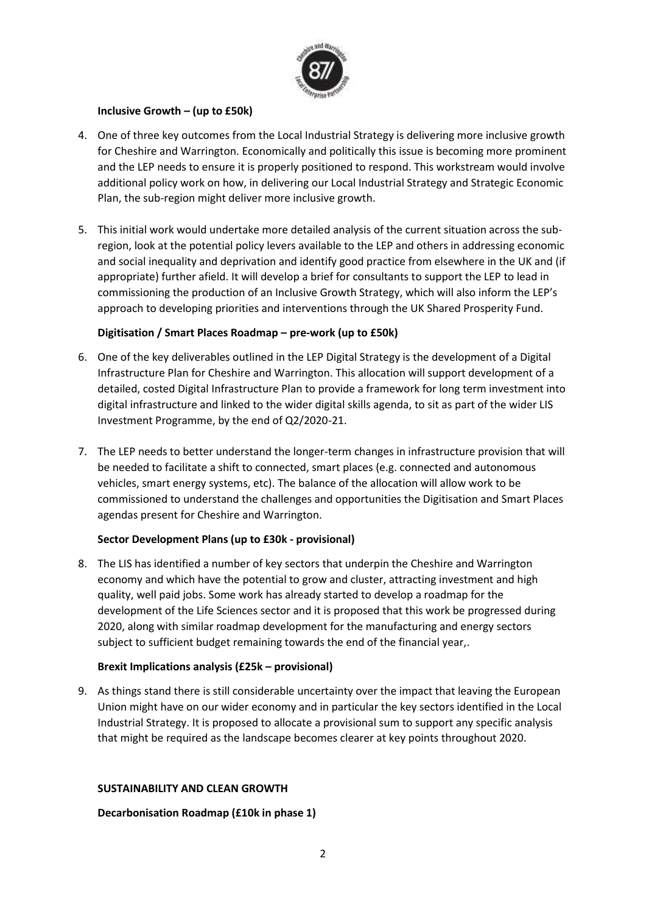**Inclusive Growth – (up to £50k)**

4. One of three key outcomes from the Local Industrial Strategy is delivering more inclusive growth for Cheshire and Warrington. Economically and politically this issue is becoming more prominent and the LEP needs to ensure it is properly positioned to respond. This workstream would involve additional policy work on how, in delivering our Local Industrial Strategy and Strategic Economic Plan, the sub-region might deliver more inclusive growth.

5. This initial work would undertake more detailed analysis of the current situation across the sub-region, look at the potential policy levers available to the LEP and others in addressing economic and social inequality and deprivation and identify good practice from elsewhere in the UK and (if appropriate) further afield. It will develop a brief for consultants to support the LEP to lead in commissioning the production of an Inclusive Growth Strategy, which will also inform the LEP's approach to developing priorities and interventions through the UK Shared Prosperity Fund.

**Digitisation / Smart Places Roadmap – pre-work (up to £50k)**

6. One of the key deliverables outlined in the LEP Digital Strategy is the development of a Digital Infrastructure Plan for Cheshire and Warrington. This allocation will support development of a detailed, costed Digital Infrastructure Plan to provide a framework for long term investment into digital infrastructure and linked to the wider digital skills agenda, to sit as part of the wider LIS Investment Programme, by the end of Q2/2020-21.

7. The LEP needs to better understand the longer-term changes in infrastructure provision that will be needed to facilitate a shift to connected, smart places (e.g. connected and autonomous vehicles, smart energy systems, etc). The balance of the allocation will allow work to be commissioned to understand the challenges and opportunities the Digitisation and Smart Places agendas present for Cheshire and Warrington.

**Sector Development Plans (up to £30k - provisional)**

8. The LIS has identified a number of key sectors that underpin the Cheshire and Warrington economy and which have the potential to grow and cluster, attracting investment and high quality, well paid jobs. Some work has already started to develop a roadmap for the development of the Life Sciences sector and it is proposed that this work be progressed during 2020, along with similar roadmap development for the manufacturing and energy sectors subject to sufficient budget remaining towards the end of the financial year,.

**Brexit Implications analysis (£25k – provisional)**

9. As things stand there is still considerable uncertainty over the impact that leaving the European Union might have on our wider economy and in particular the key sectors identified in the Local Industrial Strategy. It is proposed to allocate a provisional sum to support any specific analysis that might be required as the landscape becomes clearer at key points throughout 2020.

**SUSTAINABILITY AND CLEAN GROWTH**

**Decarbonisation Roadmap (£10k in phase 1)**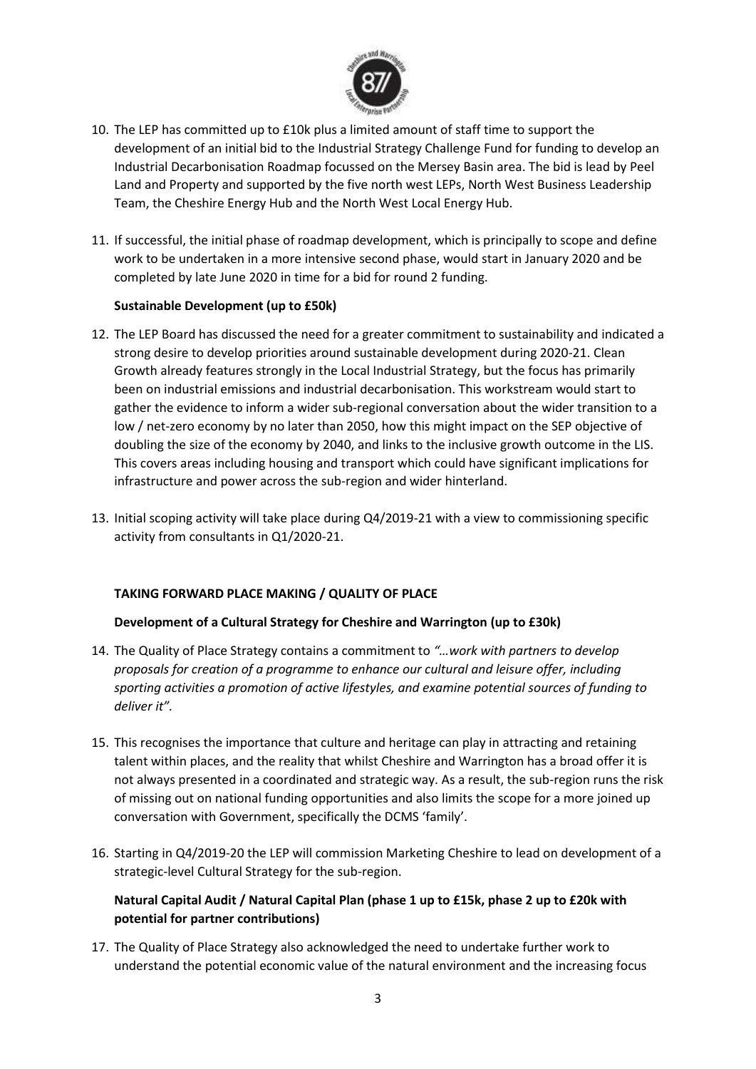10. The LEP has committed up to £10k plus a limited amount of staff time to support the development of an initial bid to the Industrial Strategy Challenge Fund for funding to develop an Industrial Decarbonisation Roadmap focussed on the Mersey Basin area. The bid is lead by Peel Land and Property and supported by the five north west LEPs, North West Business Leadership Team, the Cheshire Energy Hub and the North West Local Energy Hub.

11. If successful, the initial phase of roadmap development, which is principally to scope and define work to be undertaken in a more intensive second phase, would start in January 2020 and be completed by late June 2020 in time for a bid for round 2 funding.

**Sustainable Development (up to £50k)**

12. The LEP Board has discussed the need for a greater commitment to sustainability and indicated a strong desire to develop priorities around sustainable development during 2020-21. Clean Growth already features strongly in the Local Industrial Strategy, but the focus has primarily been on industrial emissions and industrial decarbonisation. This workstream would start to gather the evidence to inform a wider sub-regional conversation about the wider transition to a low / net-zero economy by no later than 2050, how this might impact on the SEP objective of doubling the size of the economy by 2040, and links to the inclusive growth outcome in the LIS. This covers areas including housing and transport which could have significant implications for infrastructure and power across the sub-region and wider hinterland.

13. Initial scoping activity will take place during Q4/2019-21 with a view to commissioning specific activity from consultants in Q1/2020-21.

**TAKING FORWARD PLACE MAKING / QUALITY OF PLACE**

**Development of a Cultural Strategy for Cheshire and Warrington (up to £30k)**

14. The Quality of Place Strategy contains a commitment to *"…work with partners to develop proposals for creation of a programme to enhance our cultural and leisure offer, including sporting activities a promotion of active lifestyles, and examine potential sources of funding to deliver it".*

15. This recognises the importance that culture and heritage can play in attracting and retaining talent within places, and the reality that whilst Cheshire and Warrington has a broad offer it is not always presented in a coordinated and strategic way. As a result, the sub-region runs the risk of missing out on national funding opportunities and also limits the scope for a more joined up conversation with Government, specifically the DCMS 'family'.

16. Starting in Q4/2019-20 the LEP will commission Marketing Cheshire to lead on development of a strategic-level Cultural Strategy for the sub-region.

**Natural Capital Audit / Natural Capital Plan (phase 1 up to £15k, phase 2 up to £20k with potential for partner contributions)**

17. The Quality of Place Strategy also acknowledged the need to undertake further work to understand the potential economic value of the natural environment and the increasing focus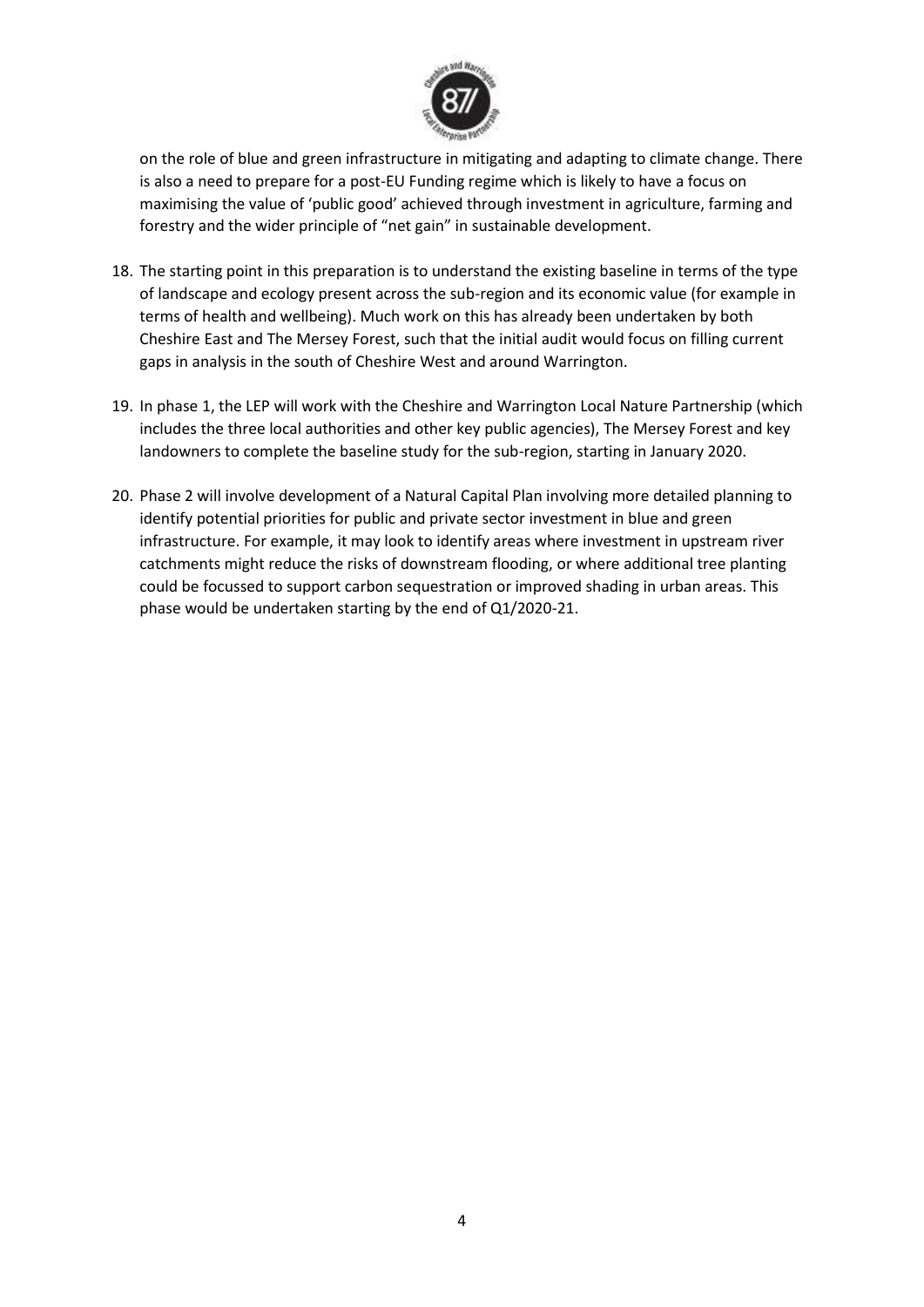on the role of blue and green infrastructure in mitigating and adapting to climate change. There is also a need to prepare for a post-EU Funding regime which is likely to have a focus on maximising the value of 'public good' achieved through investment in agriculture, farming and forestry and the wider principle of "net gain" in sustainable development.

18. The starting point in this preparation is to understand the existing baseline in terms of the type of landscape and ecology present across the sub-region and its economic value (for example in terms of health and wellbeing). Much work on this has already been undertaken by both Cheshire East and The Mersey Forest, such that the initial audit would focus on filling current gaps in analysis in the south of Cheshire West and around Warrington.

19. In phase 1, the LEP will work with the Cheshire and Warrington Local Nature Partnership (which includes the three local authorities and other key public agencies), The Mersey Forest and key landowners to complete the baseline study for the sub-region, starting in January 2020.

20. Phase 2 will involve development of a Natural Capital Plan involving more detailed planning to identify potential priorities for public and private sector investment in blue and green infrastructure. For example, it may look to identify areas where investment in upstream river catchments might reduce the risks of downstream flooding, or where additional tree planting could be focussed to support carbon sequestration or improved shading in urban areas. This phase would be undertaken starting by the end of Q1/2020-21.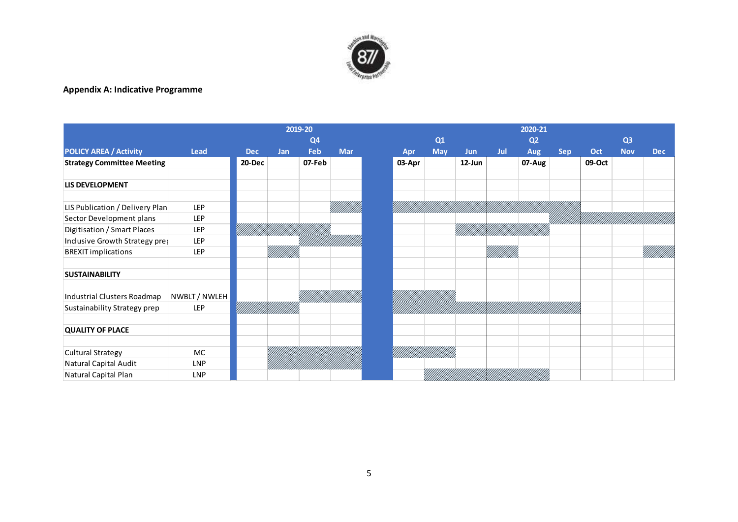**Appendix A: Indicative Programme**

| | | 2019-20 | | | | 2020-21 | | | | | | | | |
|---|---|---|---|---|---|---|---|---|---|---|---|---|---|---|
| | | | | Q4 | | | Q1 | | | Q2 | | | Q3 | |
| **POLICY AREA / Activity** | **Lead** | **Dec** | **Jan** | **Feb** | **Mar** | **Apr** | **May** | **Jun** | **Jul** | **Aug** | **Sep** | **Oct** | **Nov** | **Dec** |
| **Strategy Committee Meeting** | | **20-Dec** | | **07-Feb** | | **03-Apr** | | **12-Jun** | | **07-Aug** | | **09-Oct** | | |
| **LIS DEVELOPMENT** | | | | | | | | | | | | | | |
| LIS Publication / Delivery Plan | LEP | | | | | | | | | | | | | |
| Sector Development plans | LEP | | | | | | | | | | | | | |
| Digitisation / Smart Places | LEP | | | | | | | | | | | | | |
| Inclusive Growth Strategy prep | LEP | | | | | | | | | | | | | |
| BREXIT implications | LEP | | | | | | | | | | | | | |
| **SUSTAINABILITY** | | | | | | | | | | | | | | |
| Industrial Clusters Roadmap | NWBLT / NWLEH | | | | | | | | | | | | | |
| Sustainability Strategy prep | LEP | | | | | | | | | | | | | |
| **QUALITY OF PLACE** | | | | | | | | | | | | | | |
| Cultural Strategy | MC | | | | | | | | | | | | | |
| Natural Capital Audit | LNP | | | | | | | | | | | | | |
| Natural Capital Plan | LNP | | | | | | | | | | | | | |